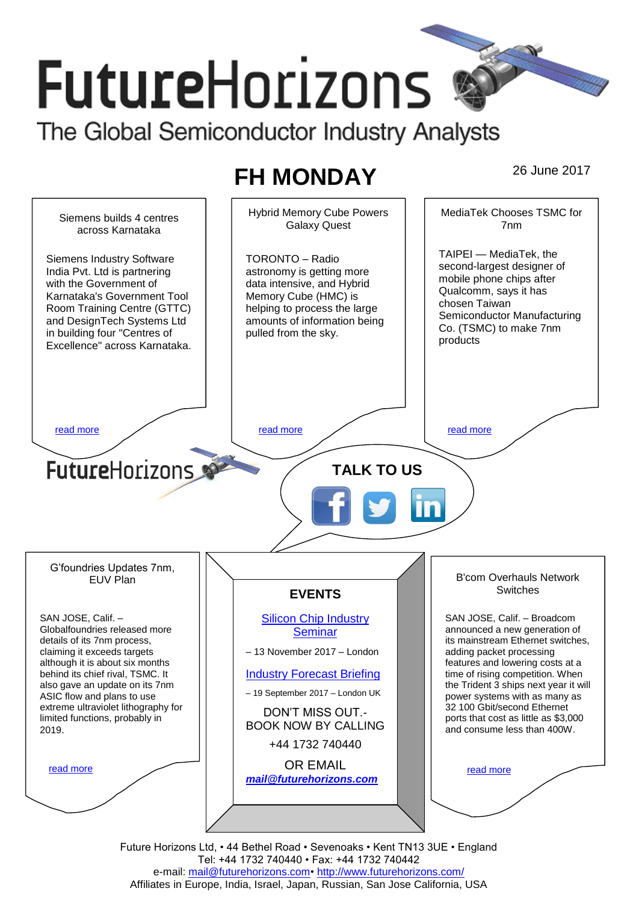# FutureHorizons

The Global Semiconductor Industry Analysts

## FH MONDAY

26 June 2017

### Siemens builds 4 centres across Karnataka

Siemens Industry Software India Pvt. Ltd is partnering with the Government of Karnataka's Government Tool Room Training Centre (GTTC) and DesignTech Systems Ltd in building four "Centres of Excellence" across Karnataka.

read more

### Hybrid Memory Cube Powers Galaxy Quest

TORONTO – Radio astronomy is getting more data intensive, and Hybrid Memory Cube (HMC) is helping to process the large amounts of information being pulled from the sky.

read more

### MediaTek Chooses TSMC for 7nm

TAIPEI — MediaTek, the second-largest designer of mobile phone chips after Qualcomm, says it has chosen Taiwan Semiconductor Manufacturing Co. (TSMC) to make 7nm products

read more

FutureHorizons

**TALK TO US**

### G'foundries Updates 7nm, EUV Plan

SAN JOSE, Calif. – Globalfoundries released more details of its 7nm process, claiming it exceeds targets although it is about six months behind its chief rival, TSMC. It also gave an update on its 7nm ASIC flow and plans to use extreme ultraviolet lithography for limited functions, probably in 2019.

read more

### EVENTS

Silicon Chip Industry Seminar

– 13 November 2017 – London

Industry Forecast Briefing

– 19 September 2017 – London UK

DON'T MISS OUT.- BOOK NOW BY CALLING

+44 1732 740440

OR EMAIL

***mail@futurehorizons.com***

### B'com Overhauls Network Switches

SAN JOSE, Calif. – Broadcom announced a new generation of its mainstream Ethernet switches, adding packet processing features and lowering costs at a time of rising competition. When the Trident 3 ships next year it will power systems with as many as 32 100 Gbit/second Ethernet ports that cost as little as $3,000 and consume less than 400W.

read more

Future Horizons Ltd, • 44 Bethel Road • Sevenoaks • Kent TN13 3UE • England
Tel: +44 1732 740440 • Fax: +44 1732 740442
e-mail: mail@futurehorizons.com• http://www.futurehorizons.com/
Affiliates in Europe, India, Israel, Japan, Russian, San Jose California, USA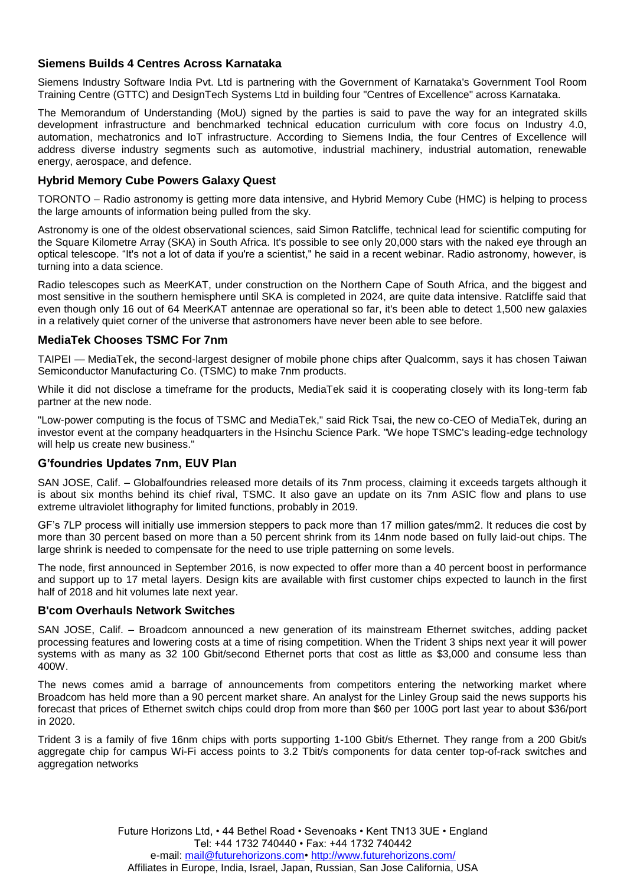### Siemens Builds 4 Centres Across Karnataka

Siemens Industry Software India Pvt. Ltd is partnering with the Government of Karnataka's Government Tool Room Training Centre (GTTC) and DesignTech Systems Ltd in building four "Centres of Excellence" across Karnataka.

The Memorandum of Understanding (MoU) signed by the parties is said to pave the way for an integrated skills development infrastructure and benchmarked technical education curriculum with core focus on Industry 4.0, automation, mechatronics and IoT infrastructure. According to Siemens India, the four Centres of Excellence will address diverse industry segments such as automotive, industrial machinery, industrial automation, renewable energy, aerospace, and defence.

### Hybrid Memory Cube Powers Galaxy Quest

TORONTO – Radio astronomy is getting more data intensive, and Hybrid Memory Cube (HMC) is helping to process the large amounts of information being pulled from the sky.

Astronomy is one of the oldest observational sciences, said Simon Ratcliffe, technical lead for scientific computing for the Square Kilometre Array (SKA) in South Africa. It's possible to see only 20,000 stars with the naked eye through an optical telescope. "It's not a lot of data if you're a scientist," he said in a recent webinar. Radio astronomy, however, is turning into a data science.

Radio telescopes such as MeerKAT, under construction on the Northern Cape of South Africa, and the biggest and most sensitive in the southern hemisphere until SKA is completed in 2024, are quite data intensive. Ratcliffe said that even though only 16 out of 64 MeerKAT antennae are operational so far, it's been able to detect 1,500 new galaxies in a relatively quiet corner of the universe that astronomers have never been able to see before.

### MediaTek Chooses TSMC For 7nm

TAIPEI — MediaTek, the second-largest designer of mobile phone chips after Qualcomm, says it has chosen Taiwan Semiconductor Manufacturing Co. (TSMC) to make 7nm products.

While it did not disclose a timeframe for the products, MediaTek said it is cooperating closely with its long-term fab partner at the new node.

"Low-power computing is the focus of TSMC and MediaTek," said Rick Tsai, the new co-CEO of MediaTek, during an investor event at the company headquarters in the Hsinchu Science Park. "We hope TSMC's leading-edge technology will help us create new business."

### G'foundries Updates 7nm, EUV Plan

SAN JOSE, Calif. – Globalfoundries released more details of its 7nm process, claiming it exceeds targets although it is about six months behind its chief rival, TSMC. It also gave an update on its 7nm ASIC flow and plans to use extreme ultraviolet lithography for limited functions, probably in 2019.

GF's 7LP process will initially use immersion steppers to pack more than 17 million gates/mm2. It reduces die cost by more than 30 percent based on more than a 50 percent shrink from its 14nm node based on fully laid-out chips. The large shrink is needed to compensate for the need to use triple patterning on some levels.

The node, first announced in September 2016, is now expected to offer more than a 40 percent boost in performance and support up to 17 metal layers. Design kits are available with first customer chips expected to launch in the first half of 2018 and hit volumes late next year.

### B'com Overhauls Network Switches

SAN JOSE, Calif. – Broadcom announced a new generation of its mainstream Ethernet switches, adding packet processing features and lowering costs at a time of rising competition. When the Trident 3 ships next year it will power systems with as many as 32 100 Gbit/second Ethernet ports that cost as little as $3,000 and consume less than 400W.

The news comes amid a barrage of announcements from competitors entering the networking market where Broadcom has held more than a 90 percent market share. An analyst for the Linley Group said the news supports his forecast that prices of Ethernet switch chips could drop from more than $60 per 100G port last year to about $36/port in 2020.

Trident 3 is a family of five 16nm chips with ports supporting 1-100 Gbit/s Ethernet. They range from a 200 Gbit/s aggregate chip for campus Wi-Fi access points to 3.2 Tbit/s components for data center top-of-rack switches and aggregation networks

Future Horizons Ltd, • 44 Bethel Road • Sevenoaks • Kent TN13 3UE • England
Tel: +44 1732 740440 • Fax: +44 1732 740442
e-mail: mail@futurehorizons.com• http://www.futurehorizons.com/
Affiliates in Europe, India, Israel, Japan, Russian, San Jose California, USA